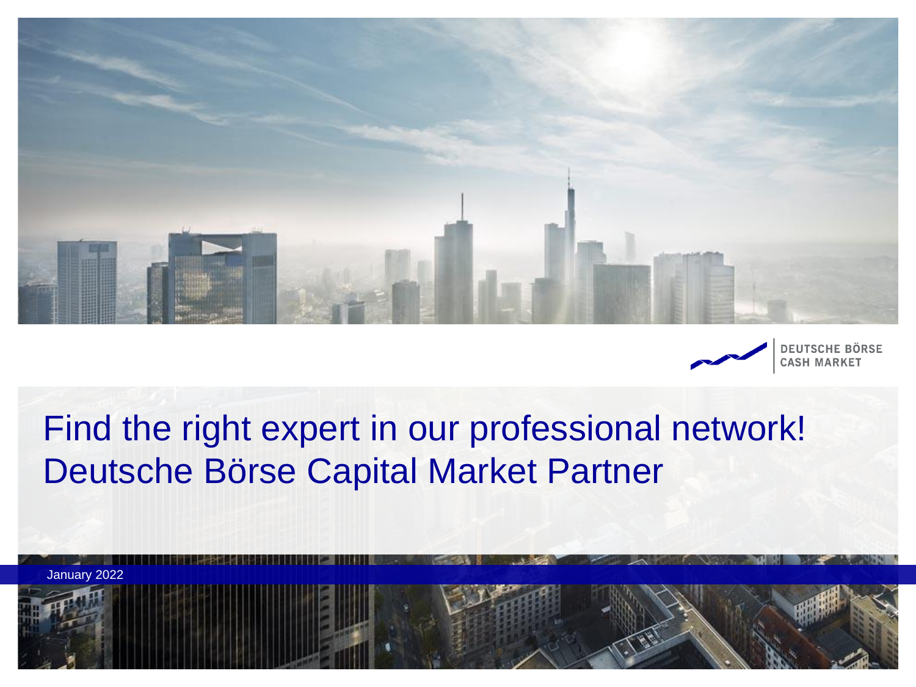DEUTSCHE BÖRSE CASH MARKET

# Find the right expert in our professional network! Deutsche Börse Capital Market Partner

January 2022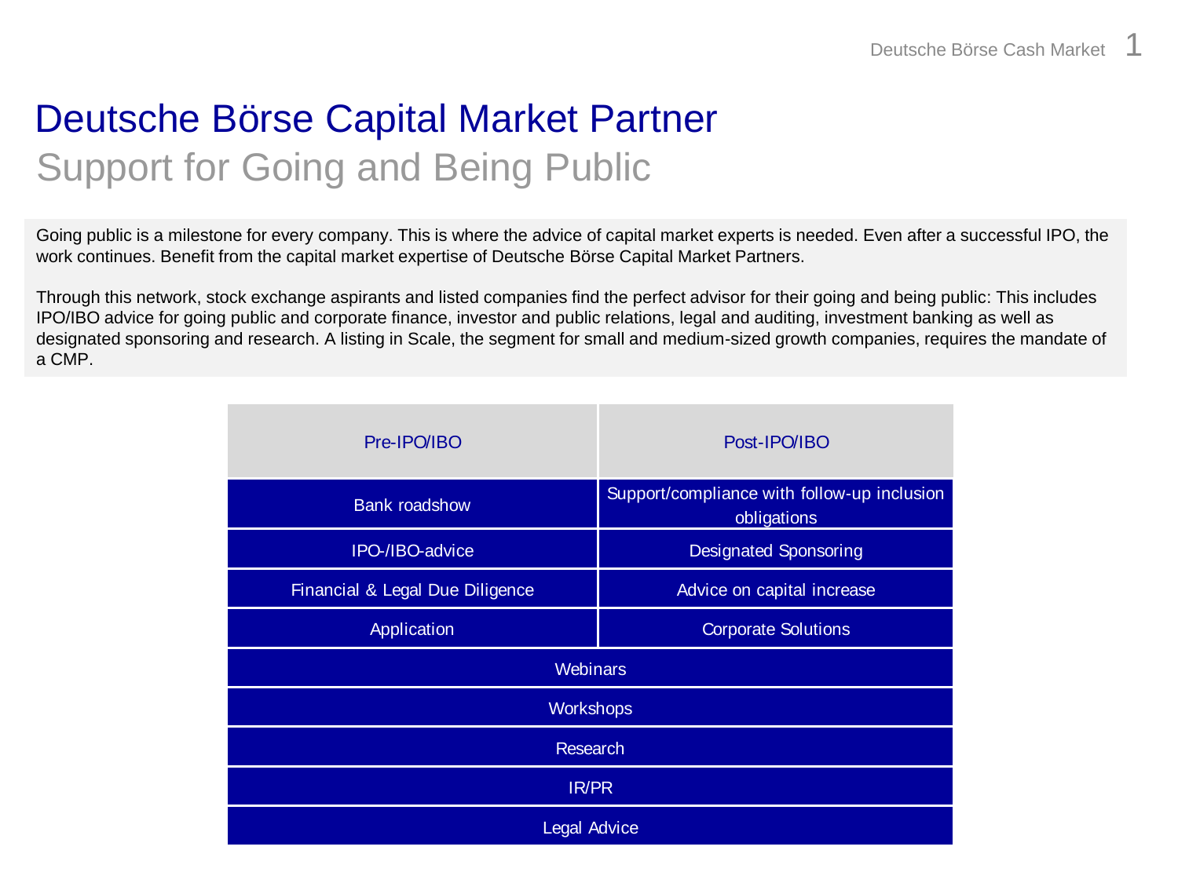# Deutsche Börse Capital Market Partner

## Support for Going and Being Public

Going public is a milestone for every company. This is where the advice of capital market experts is needed. Even after a successful IPO, the work continues. Benefit from the capital market expertise of Deutsche Börse Capital Market Partners.

Through this network, stock exchange aspirants and listed companies find the perfect advisor for their going and being public: This includes IPO/IBO advice for going public and corporate finance, investor and public relations, legal and auditing, investment banking as well as designated sponsoring and research. A listing in Scale, the segment for small and medium-sized growth companies, requires the mandate of a CMP.

| Pre-IPO/IBO | Post-IPO/IBO |
|---|---|
| Bank roadshow | Support/compliance with follow-up inclusion obligations |
| IPO-/IBO-advice | Designated Sponsoring |
| Financial & Legal Due Diligence | Advice on capital increase |
| Application | Corporate Solutions |
| Webinars | |
| Workshops | |
| Research | |
| IR/PR | |
| Legal Advice | |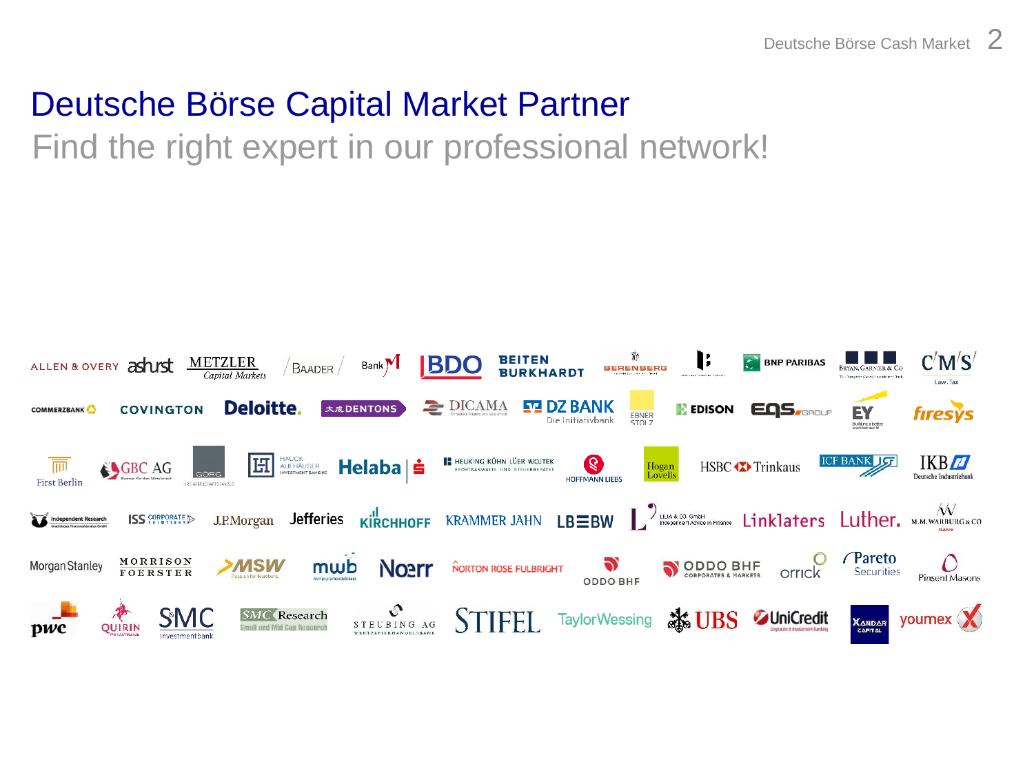# Deutsche Börse Capital Market Partner

## Find the right expert in our professional network!

ALLEN & OVERY, ashurst, METZLER Capital Markets, BAADER, Bank M, BDO, BEITEN BURKHARDT, BERENBERG, BNP PARIBAS, BRYAN, GARNIER & CO, C'M'S' Law.Tax

COMMERZBANK, COVINGTON, Deloitte., DENTONS, DICAMA, DZ BANK Die Initiativbank, EBNER STOLZ, EDISON, EQS GROUP, EY, firesys

First Berlin, GBC AG, GÖRG, HAUCK AUFHÄUSER INVESTMENT BANKING, Helaba, HEUKING KÜHN LÜER WOJTEK, HOFFMANN LIEBS, Hogan Lovells, HSBC Trinkaus, ICF BANK, IKB Deutsche Industriebank

Independent Research, ISS CORPORATE SOLUTIONS, J.P.Morgan, Jefferies, KIRCHHOFF, KRAMMER JAHN, LBBW, LILJA & CO. GmbH Independent Advice in Finance, Linklaters, Luther., M.M.WARBURG & CO BANK

Morgan Stanley, MORRISON FOERSTER, MSW, mwb, Noerr, NORTON ROSE FULBRIGHT, ODDO BHF, ODDO BHF CORPORATES & MARKETS, orrick, Pareto Securities, Pinsent Masons

pwc, QUIRIN PRIVATBANK, SMC Investmentbank, SMC Research Small and Mid Cap Research, STEUBING AG, STIFEL, TaylorWessing, UBS, UniCredit, XANDAR CAPITAL, youmex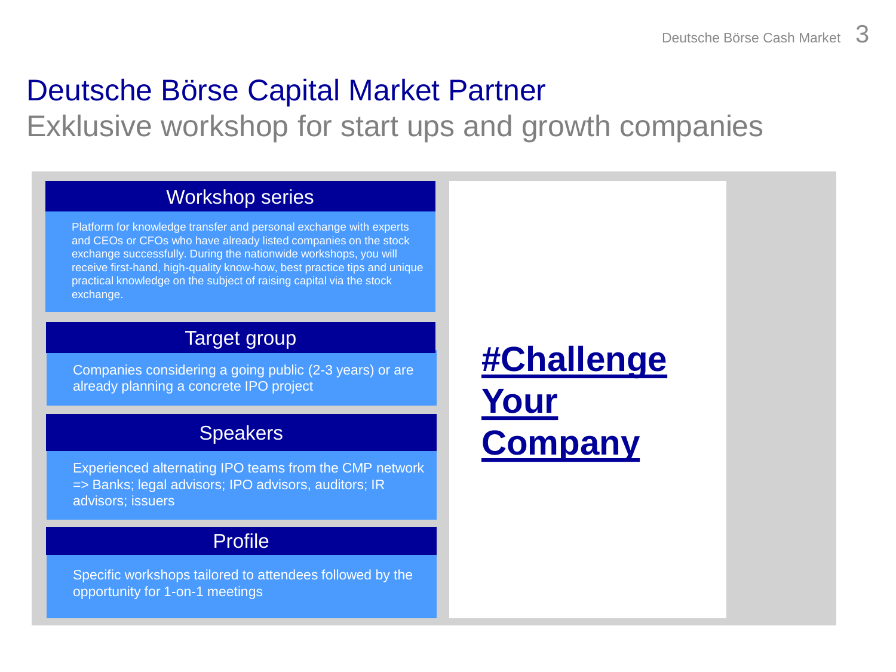# Deutsche Börse Capital Market Partner

## Exklusive workshop for start ups and growth companies

### Workshop series

Platform for knowledge transfer and personal exchange with experts and CEOs or CFOs who have already listed companies on the stock exchange successfully. During the nationwide workshops, you will receive first-hand, high-quality know-how, best practice tips and unique practical knowledge on the subject of raising capital via the stock exchange.

### Target group

Companies considering a going public (2-3 years) or are already planning a concrete IPO project

### Speakers

Experienced alternating IPO teams from the CMP network => Banks; legal advisors; IPO advisors, auditors; IR advisors; issuers

### Profile

Specific workshops tailored to attendees followed by the opportunity for 1-on-1 meetings

**#Challenge Your Company**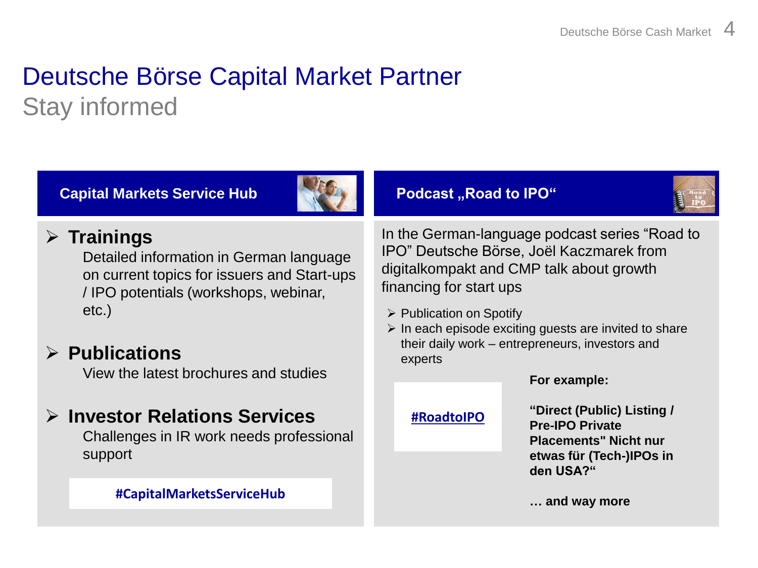# Deutsche Börse Capital Market Partner

## Stay informed

### Capital Markets Service Hub

- **Trainings**
  Detailed information in German language on current topics for issuers and Start-ups / IPO potentials (workshops, webinar, etc.)

- **Publications**
  View the latest brochures and studies

- **Investor Relations Services**
  Challenges in IR work needs professional support

**#CapitalMarketsServiceHub**

### Podcast „Road to IPO“

In the German-language podcast series “Road to IPO” Deutsche Börse, Joël Kaczmarek from digitalkompakt and CMP talk about growth financing for start ups

- Publication on Spotify
- In each episode exciting guests are invited to share their daily work – entrepreneurs, investors and experts

**#RoadtoIPO**

**For example:**

**“Direct (Public) Listing / Pre-IPO Private Placements" Nicht nur etwas für (Tech-)IPOs in den USA?“**

**… and way more**